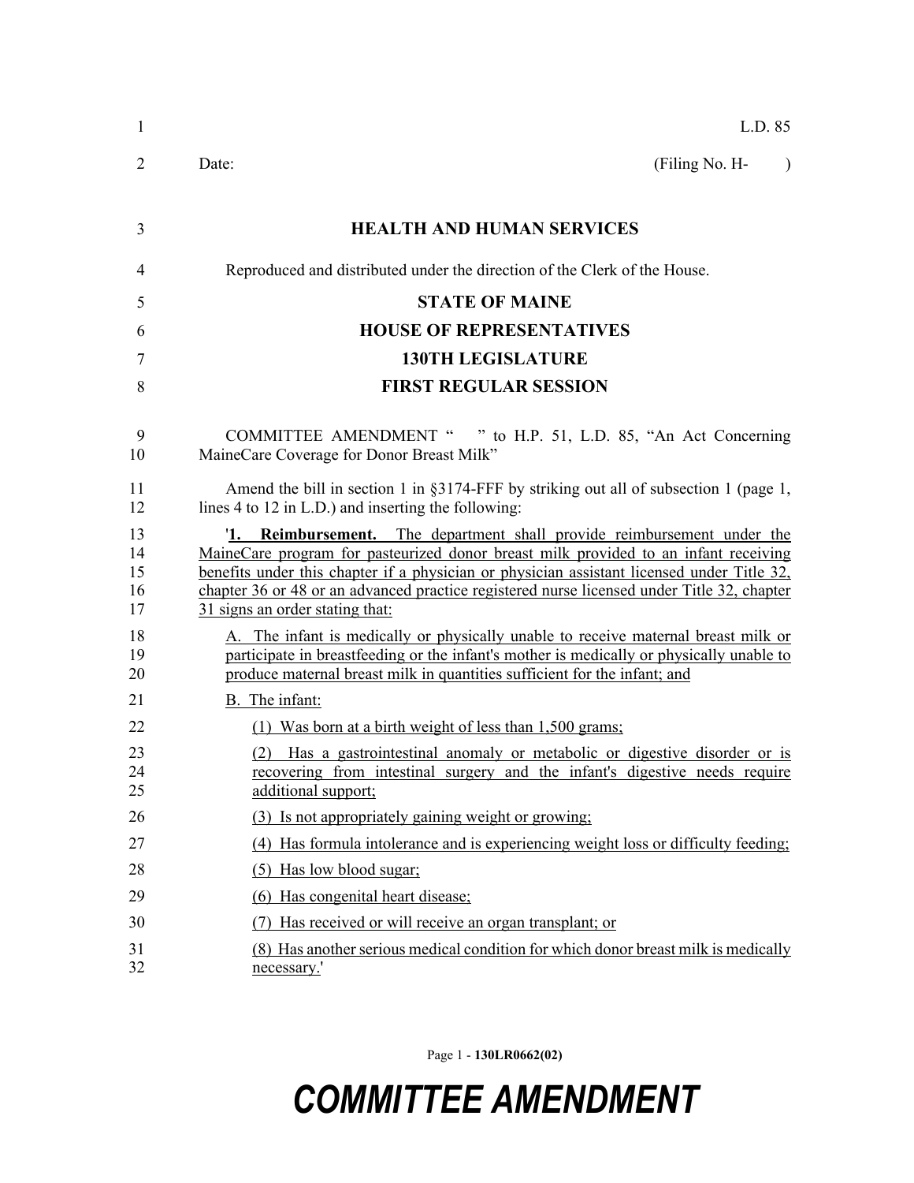L.D. 85

Date: (Filing No. H- )

# HEALTH AND HUMAN SERVICES

Reproduced and distributed under the direction of the Clerk of the House.

## STATE OF MAINE
## HOUSE OF REPRESENTATIVES
## 130TH LEGISLATURE
## FIRST REGULAR SESSION

COMMITTEE AMENDMENT " " to H.P. 51, L.D. 85, "An Act Concerning MaineCare Coverage for Donor Breast Milk"

Amend the bill in section 1 in §3174-FFF by striking out all of subsection 1 (page 1, lines 4 to 12 in L.D.) and inserting the following:

'**1. Reimbursement.** The department shall provide reimbursement under the MaineCare program for pasteurized donor breast milk provided to an infant receiving benefits under this chapter if a physician or physician assistant licensed under Title 32, chapter 36 or 48 or an advanced practice registered nurse licensed under Title 32, chapter 31 signs an order stating that:

A. The infant is medically or physically unable to receive maternal breast milk or participate in breastfeeding or the infant's mother is medically or physically unable to produce maternal breast milk in quantities sufficient for the infant; and

B. The infant:

(1) Was born at a birth weight of less than 1,500 grams;

(2) Has a gastrointestinal anomaly or metabolic or digestive disorder or is recovering from intestinal surgery and the infant's digestive needs require additional support;

(3) Is not appropriately gaining weight or growing;

(4) Has formula intolerance and is experiencing weight loss or difficulty feeding;

(5) Has low blood sugar;

(6) Has congenital heart disease;

(7) Has received or will receive an organ transplant; or

(8) Has another serious medical condition for which donor breast milk is medically necessary.'

Page 1 - **130LR0662(02)**

***COMMITTEE AMENDMENT***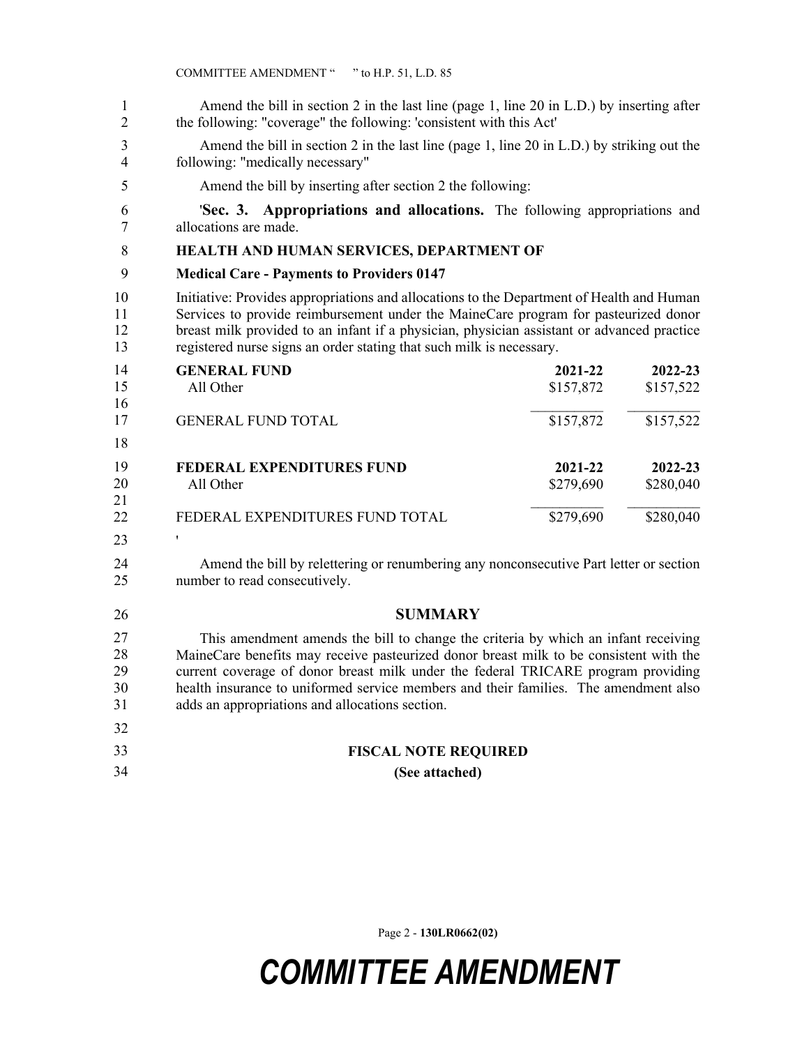Amend the bill in section 2 in the last line (page 1, line 20 in L.D.) by inserting after the following: "coverage" the following: 'consistent with this Act'

Amend the bill in section 2 in the last line (page 1, line 20 in L.D.) by striking out the following: "medically necessary"

Amend the bill by inserting after section 2 the following:

'**Sec. 3. Appropriations and allocations.** The following appropriations and allocations are made.

**HEALTH AND HUMAN SERVICES, DEPARTMENT OF**

**Medical Care - Payments to Providers 0147**

Initiative: Provides appropriations and allocations to the Department of Health and Human Services to provide reimbursement under the MaineCare program for pasteurized donor breast milk provided to an infant if a physician, physician assistant or advanced practice registered nurse signs an order stating that such milk is necessary.

| **GENERAL FUND** | **2021-22** | **2022-23** |
|---|---|---|
| All Other | $157,872 | $157,522 |
| GENERAL FUND TOTAL | $157,872 | $157,522 |

| **FEDERAL EXPENDITURES FUND** | **2021-22** | **2022-23** |
|---|---|---|
| All Other | $279,690 | $280,040 |
| FEDERAL EXPENDITURES FUND TOTAL | $279,690 | $280,040 |

'

Amend the bill by relettering or renumbering any nonconsecutive Part letter or section number to read consecutively.

## SUMMARY

This amendment amends the bill to change the criteria by which an infant receiving MaineCare benefits may receive pasteurized donor breast milk to be consistent with the current coverage of donor breast milk under the federal TRICARE program providing health insurance to uniformed service members and their families. The amendment also adds an appropriations and allocations section.

**FISCAL NOTE REQUIRED**

**(See attached)**